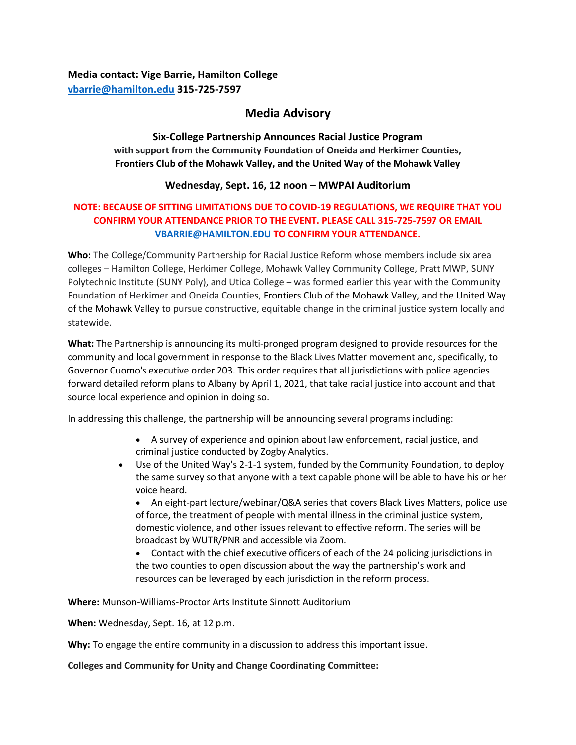**Media contact: Vige Barrie, Hamilton College**
**vbarrie@hamilton.edu 315-725-7597**

# Media Advisory

## Six-College Partnership Announces Racial Justice Program

**with support from the Community Foundation of Oneida and Herkimer Counties, Frontiers Club of the Mohawk Valley, and the United Way of the Mohawk Valley**

**Wednesday, Sept. 16, 12 noon – MWPAI Auditorium**

**NOTE: BECAUSE OF SITTING LIMITATIONS DUE TO COVID-19 REGULATIONS, WE REQUIRE THAT YOU CONFIRM YOUR ATTENDANCE PRIOR TO THE EVENT. PLEASE CALL 315-725-7597 OR EMAIL VBARRIE@HAMILTON.EDU TO CONFIRM YOUR ATTENDANCE.**

**Who:** The College/Community Partnership for Racial Justice Reform whose members include six area colleges – Hamilton College, Herkimer College, Mohawk Valley Community College, Pratt MWP, SUNY Polytechnic Institute (SUNY Poly), and Utica College – was formed earlier this year with the Community Foundation of Herkimer and Oneida Counties, Frontiers Club of the Mohawk Valley, and the United Way of the Mohawk Valley to pursue constructive, equitable change in the criminal justice system locally and statewide.

**What:** The Partnership is announcing its multi-pronged program designed to provide resources for the community and local government in response to the Black Lives Matter movement and, specifically, to Governor Cuomo's executive order 203. This order requires that all jurisdictions with police agencies forward detailed reform plans to Albany by April 1, 2021, that take racial justice into account and that source local experience and opinion in doing so.

In addressing this challenge, the partnership will be announcing several programs including:

- A survey of experience and opinion about law enforcement, racial justice, and criminal justice conducted by Zogby Analytics.
- Use of the United Way's 2-1-1 system, funded by the Community Foundation, to deploy the same survey so that anyone with a text capable phone will be able to have his or her voice heard.
- An eight-part lecture/webinar/Q&A series that covers Black Lives Matters, police use of force, the treatment of people with mental illness in the criminal justice system, domestic violence, and other issues relevant to effective reform. The series will be broadcast by WUTR/PNR and accessible via Zoom.
- Contact with the chief executive officers of each of the 24 policing jurisdictions in the two counties to open discussion about the way the partnership's work and resources can be leveraged by each jurisdiction in the reform process.

**Where:** Munson-Williams-Proctor Arts Institute Sinnott Auditorium

**When:** Wednesday, Sept. 16, at 12 p.m.

**Why:** To engage the entire community in a discussion to address this important issue.

**Colleges and Community for Unity and Change Coordinating Committee:**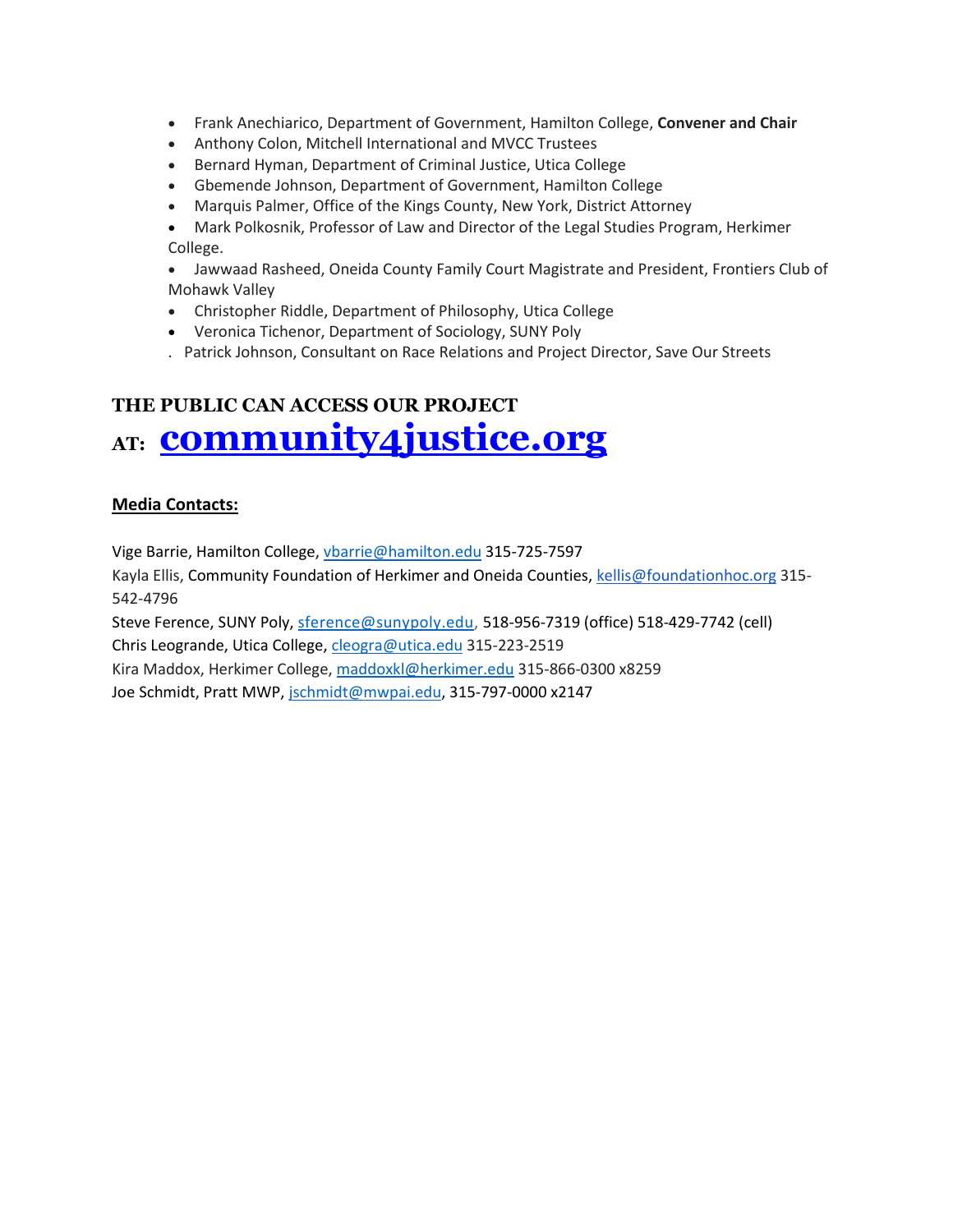- Frank Anechiarico, Department of Government, Hamilton College, **Convener and Chair**
- Anthony Colon, Mitchell International and MVCC Trustees
- Bernard Hyman, Department of Criminal Justice, Utica College
- Gbemende Johnson, Department of Government, Hamilton College
- Marquis Palmer, Office of the Kings County, New York, District Attorney
- Mark Polkosnik, Professor of Law and Director of the Legal Studies Program, Herkimer College.
- Jawwaad Rasheed, Oneida County Family Court Magistrate and President, Frontiers Club of Mohawk Valley
- Christopher Riddle, Department of Philosophy, Utica College
- Veronica Tichenor, Department of Sociology, SUNY Poly
- Patrick Johnson, Consultant on Race Relations and Project Director, Save Our Streets

## THE PUBLIC CAN ACCESS OUR PROJECT AT: [community4justice.org](community4justice.org)

**Media Contacts:**

Vige Barrie, Hamilton College, vbarrie@hamilton.edu 315-725-7597
Kayla Ellis, Community Foundation of Herkimer and Oneida Counties, kellis@foundationhoc.org 315-542-4796
Steve Ference, SUNY Poly, sference@sunypoly.edu, 518-956-7319 (office) 518-429-7742 (cell)
Chris Leogrande, Utica College, cleogra@utica.edu 315-223-2519
Kira Maddox, Herkimer College, maddoxkl@herkimer.edu 315-866-0300 x8259
Joe Schmidt, Pratt MWP, jschmidt@mwpai.edu, 315-797-0000 x2147